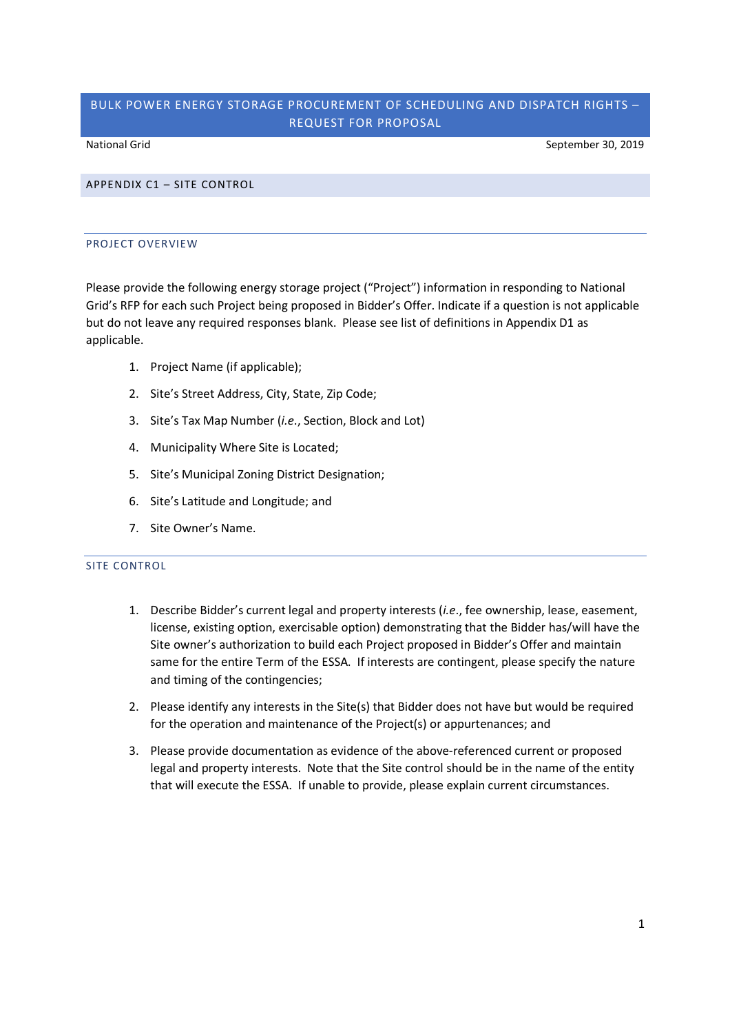# BULK POWER ENERGY STORAGE PROCUREMENT OF SCHEDULING AND DISPATCH RIGHTS – REQUEST FOR PROPOSAL

National Grid | September 30, 2019

## APPENDIX C1 – SITE CONTROL

### PROJECT OVERVIEW

Please provide the following energy storage project ("Project") information in responding to National Grid's RFP for each such Project being proposed in Bidder's Offer. Indicate if a question is not applicable but do not leave any required responses blank. Please see list of definitions in Appendix D1 as applicable.

1. Project Name (if applicable);
2. Site's Street Address, City, State, Zip Code;
3. Site's Tax Map Number (*i.e.*, Section, Block and Lot)
4. Municipality Where Site is Located;
5. Site's Municipal Zoning District Designation;
6. Site's Latitude and Longitude; and
7. Site Owner's Name.

### SITE CONTROL

1. Describe Bidder's current legal and property interests (*i.e.*, fee ownership, lease, easement, license, existing option, exercisable option) demonstrating that the Bidder has/will have the Site owner's authorization to build each Project proposed in Bidder's Offer and maintain same for the entire Term of the ESSA. If interests are contingent, please specify the nature and timing of the contingencies;
2. Please identify any interests in the Site(s) that Bidder does not have but would be required for the operation and maintenance of the Project(s) or appurtenances; and
3. Please provide documentation as evidence of the above-referenced current or proposed legal and property interests. Note that the Site control should be in the name of the entity that will execute the ESSA. If unable to provide, please explain current circumstances.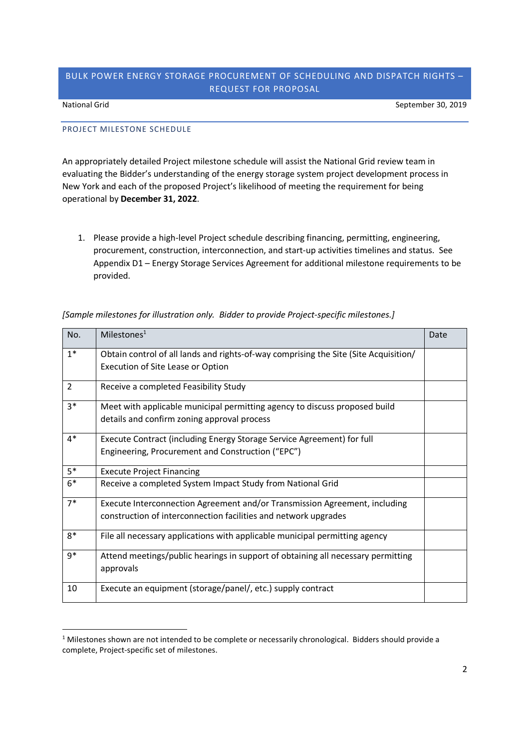PROJECT MILESTONE SCHEDULE

An appropriately detailed Project milestone schedule will assist the National Grid review team in evaluating the Bidder's understanding of the energy storage system project development process in New York and each of the proposed Project's likelihood of meeting the requirement for being operational by **December 31, 2022**.

1. Please provide a high-level Project schedule describing financing, permitting, engineering, procurement, construction, interconnection, and start-up activities timelines and status. See Appendix D1 – Energy Storage Services Agreement for additional milestone requirements to be provided.

*[Sample milestones for illustration only. Bidder to provide Project-specific milestones.]*

| No. | Milestones[1] | Date |
|---|---|---|
| 1* | Obtain control of all lands and rights-of-way comprising the Site (Site Acquisition/ Execution of Site Lease or Option | |
| 2 | Receive a completed Feasibility Study | |
| 3* | Meet with applicable municipal permitting agency to discuss proposed build details and confirm zoning approval process | |
| 4* | Execute Contract (including Energy Storage Service Agreement) for full Engineering, Procurement and Construction ("EPC") | |
| 5* | Execute Project Financing | |
| 6* | Receive a completed System Impact Study from National Grid | |
| 7* | Execute Interconnection Agreement and/or Transmission Agreement, including construction of interconnection facilities and network upgrades | |
| 8* | File all necessary applications with applicable municipal permitting agency | |
| 9* | Attend meetings/public hearings in support of obtaining all necessary permitting approvals | |
| 10 | Execute an equipment (storage/panel/, etc.) supply contract | |

[1] Milestones shown are not intended to be complete or necessarily chronological. Bidders should provide a complete, Project-specific set of milestones.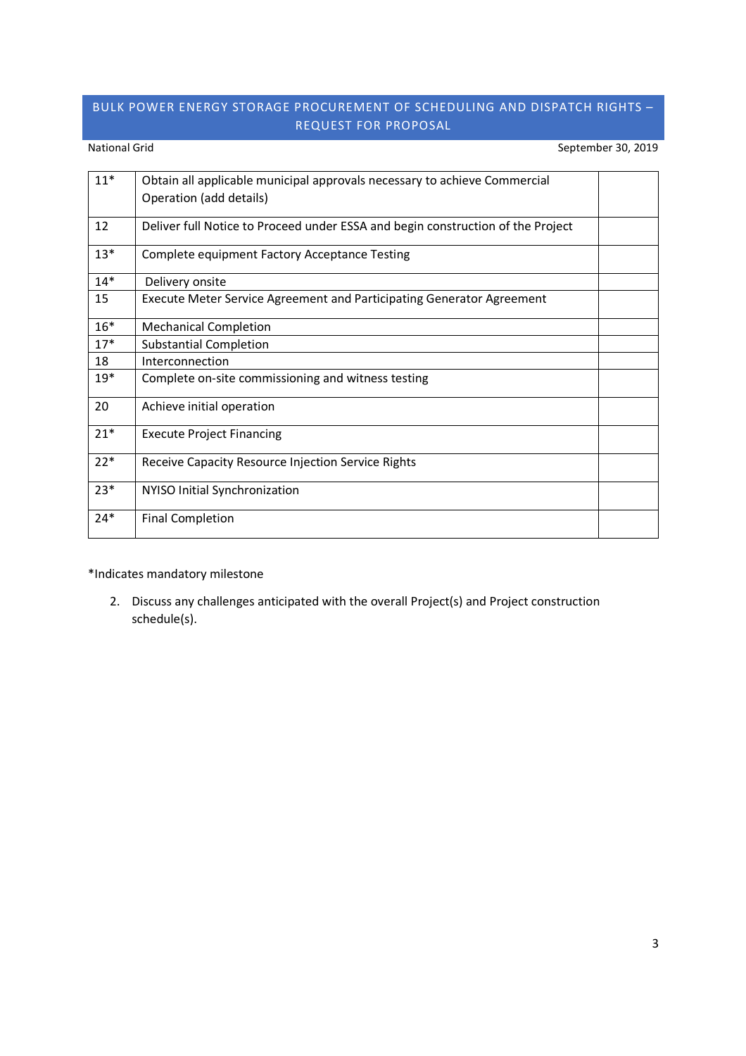| | | |
|---|---|---|
| 11* | Obtain all applicable municipal approvals necessary to achieve Commercial Operation (add details) | |
| 12 | Deliver full Notice to Proceed under ESSA and begin construction of the Project | |
| 13* | Complete equipment Factory Acceptance Testing | |
| 14* | Delivery onsite | |
| 15 | Execute Meter Service Agreement and Participating Generator Agreement | |
| 16* | Mechanical Completion | |
| 17* | Substantial Completion | |
| 18 | Interconnection | |
| 19* | Complete on-site commissioning and witness testing | |
| 20 | Achieve initial operation | |
| 21* | Execute Project Financing | |
| 22* | Receive Capacity Resource Injection Service Rights | |
| 23* | NYISO Initial Synchronization | |
| 24* | Final Completion | |

*Indicates mandatory milestone

2. Discuss any challenges anticipated with the overall Project(s) and Project construction schedule(s).